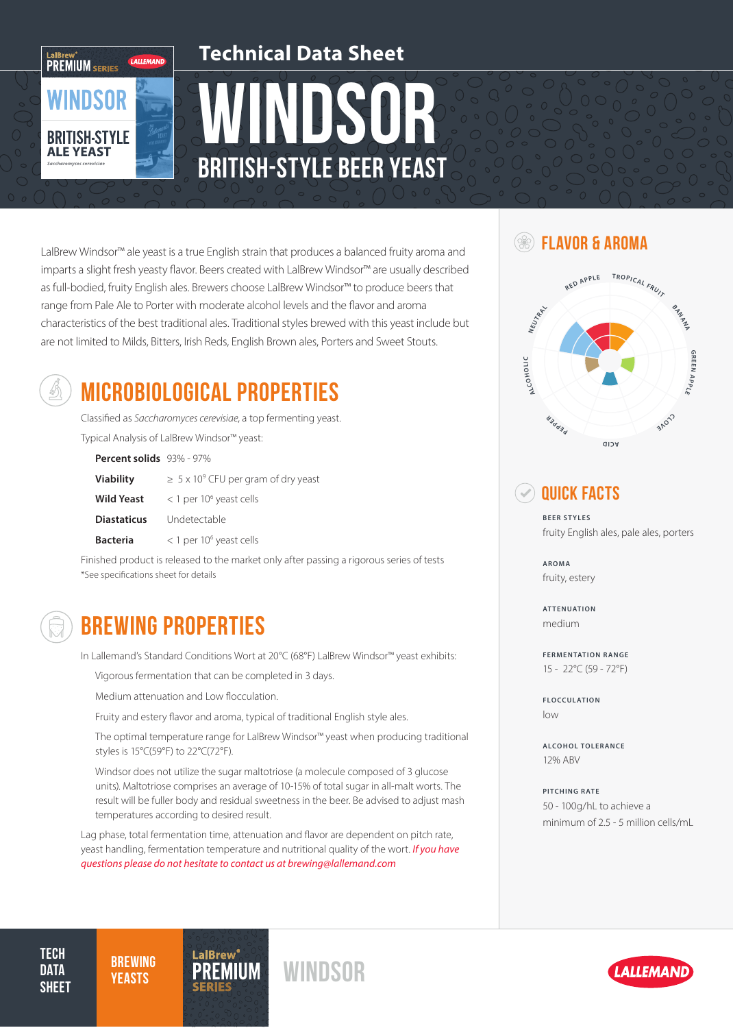# Technical Data Sheet

# WINDSOR

## BRITISH-STYLE BEER YEAST

LalBrew Windsor™ ale yeast is a true English strain that produces a balanced fruity aroma and imparts a slight fresh yeasty flavor. Beers created with LalBrew Windsor™ are usually described as full-bodied, fruity English ales. Brewers choose LalBrew Windsor™ to produce beers that range from Pale Ale to Porter with moderate alcohol levels and the flavor and aroma characteristics of the best traditional ales. Traditional styles brewed with this yeast include but are not limited to Milds, Bitters, Irish Reds, English Brown ales, Porters and Sweet Stouts.

## MICROBIOLOGICAL PROPERTIES

Classified as *Saccharomyces cerevisiae*, a top fermenting yeast.

Typical Analysis of LalBrew Windsor™ yeast:

| | |
|---|---|
| **Percent solids** | 93% - 97% |
| **Viability** | ≥ 5 x $10^9$ CFU per gram of dry yeast |
| **Wild Yeast** | < 1 per $10^6$ yeast cells |
| **Diastaticus** | Undetectable |
| **Bacteria** | < 1 per $10^6$ yeast cells |

Finished product is released to the market only after passing a rigorous series of tests
*See specifications sheet for details

## BREWING PROPERTIES

In Lallemand's Standard Conditions Wort at 20°C (68°F) LalBrew Windsor™ yeast exhibits:

- Vigorous fermentation that can be completed in 3 days.
- Medium attenuation and Low flocculation.
- Fruity and estery flavor and aroma, typical of traditional English style ales.
- The optimal temperature range for LalBrew Windsor™ yeast when producing traditional styles is 15°C(59°F) to 22°C(72°F).
- Windsor does not utilize the sugar maltotriose (a molecule composed of 3 glucose units). Maltotriose comprises an average of 10-15% of total sugar in all-malt worts. The result will be fuller body and residual sweetness in the beer. Be advised to adjust mash temperatures according to desired result.

Lag phase, total fermentation time, attenuation and flavor are dependent on pitch rate, yeast handling, fermentation temperature and nutritional quality of the wort. *If you have questions please do not hesitate to contact us at brewing@lallemand.com*

## FLAVOR & AROMA

RED APPLE, TROPICAL FRUIT, BANANA, GREEN APPLE, CLOVE, ACID, PEPPER, ALCOHOLIC, NEUTRAL

## QUICK FACTS

**BEER STYLES**
fruity English ales, pale ales, porters

**AROMA**
fruity, estery

**ATTENUATION**
medium

**FERMENTATION RANGE**
15 - 22°C (59 - 72°F)

**FLOCCULATION**
low

**ALCOHOL TOLERANCE**
12% ABV

**PITCHING RATE**
50 - 100g/hL to achieve a minimum of 2.5 - 5 million cells/mL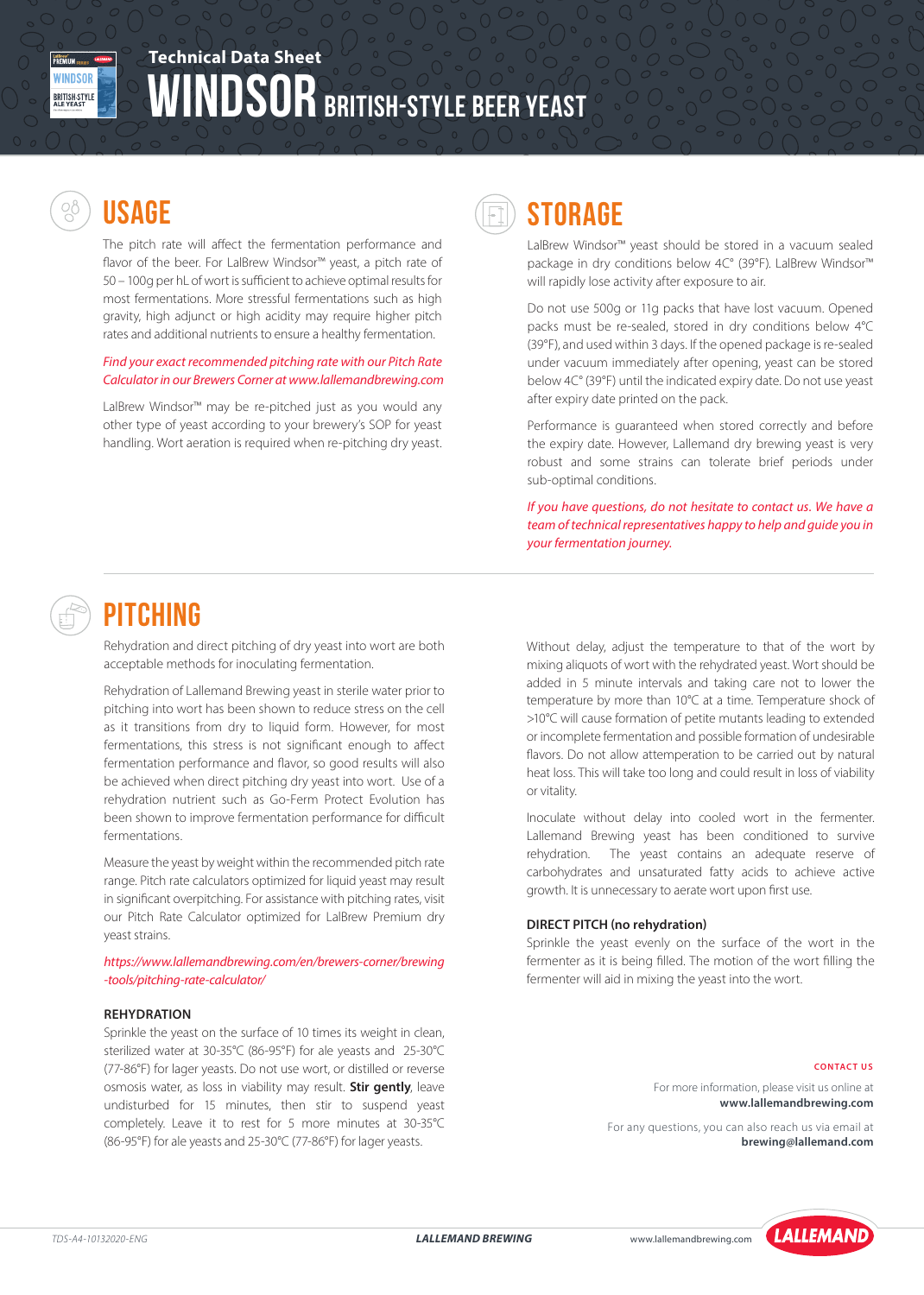# Technical Data Sheet

# WINDSOR BRITISH-STYLE BEER YEAST

## USAGE

The pitch rate will affect the fermentation performance and flavor of the beer. For LalBrew Windsor™ yeast, a pitch rate of 50 – 100g per hL of wort is sufficient to achieve optimal results for most fermentations. More stressful fermentations such as high gravity, high adjunct or high acidity may require higher pitch rates and additional nutrients to ensure a healthy fermentation.

*Find your exact recommended pitching rate with our Pitch Rate Calculator in our Brewers Corner at www.lallemandbrewing.com*

LalBrew Windsor™ may be re-pitched just as you would any other type of yeast according to your brewery's SOP for yeast handling. Wort aeration is required when re-pitching dry yeast.

## STORAGE

LalBrew Windsor™ yeast should be stored in a vacuum sealed package in dry conditions below 4C° (39°F). LalBrew Windsor™ will rapidly lose activity after exposure to air.

Do not use 500g or 11g packs that have lost vacuum. Opened packs must be re-sealed, stored in dry conditions below 4°C (39°F), and used within 3 days. If the opened package is re-sealed under vacuum immediately after opening, yeast can be stored below 4C° (39°F) until the indicated expiry date. Do not use yeast after expiry date printed on the pack.

Performance is guaranteed when stored correctly and before the expiry date. However, Lallemand dry brewing yeast is very robust and some strains can tolerate brief periods under sub-optimal conditions.

*If you have questions, do not hesitate to contact us. We have a team of technical representatives happy to help and guide you in your fermentation journey.*

## PITCHING

Rehydration and direct pitching of dry yeast into wort are both acceptable methods for inoculating fermentation.

Rehydration of Lallemand Brewing yeast in sterile water prior to pitching into wort has been shown to reduce stress on the cell as it transitions from dry to liquid form. However, for most fermentations, this stress is not significant enough to affect fermentation performance and flavor, so good results will also be achieved when direct pitching dry yeast into wort. Use of a rehydration nutrient such as Go-Ferm Protect Evolution has been shown to improve fermentation performance for difficult fermentations.

Measure the yeast by weight within the recommended pitch rate range. Pitch rate calculators optimized for liquid yeast may result in significant overpitching. For assistance with pitching rates, visit our Pitch Rate Calculator optimized for LalBrew Premium dry yeast strains.

*https://www.lallemandbrewing.com/en/brewers-corner/brewing-tools/pitching-rate-calculator/*

### REHYDRATION

Sprinkle the yeast on the surface of 10 times its weight in clean, sterilized water at 30-35°C (86-95°F) for ale yeasts and 25-30°C (77-86°F) for lager yeasts. Do not use wort, or distilled or reverse osmosis water, as loss in viability may result. **Stir gently**, leave undisturbed for 15 minutes, then stir to suspend yeast completely. Leave it to rest for 5 more minutes at 30-35°C (86-95°F) for ale yeasts and 25-30°C (77-86°F) for lager yeasts.

Without delay, adjust the temperature to that of the wort by mixing aliquots of wort with the rehydrated yeast. Wort should be added in 5 minute intervals and taking care not to lower the temperature by more than 10°C at a time. Temperature shock of >10°C will cause formation of petite mutants leading to extended or incomplete fermentation and possible formation of undesirable flavors. Do not allow attemperation to be carried out by natural heat loss. This will take too long and could result in loss of viability or vitality.

Inoculate without delay into cooled wort in the fermenter. Lallemand Brewing yeast has been conditioned to survive rehydration. The yeast contains an adequate reserve of carbohydrates and unsaturated fatty acids to achieve active growth. It is unnecessary to aerate wort upon first use.

### DIRECT PITCH (no rehydration)

Sprinkle the yeast evenly on the surface of the wort in the fermenter as it is being filled. The motion of the wort filling the fermenter will aid in mixing the yeast into the wort.

**CONTACT US**

For more information, please visit us online at **www.lallemandbrewing.com**

For any questions, you can also reach us via email at **brewing@lallemand.com**

TDS-A4-10132020-ENG